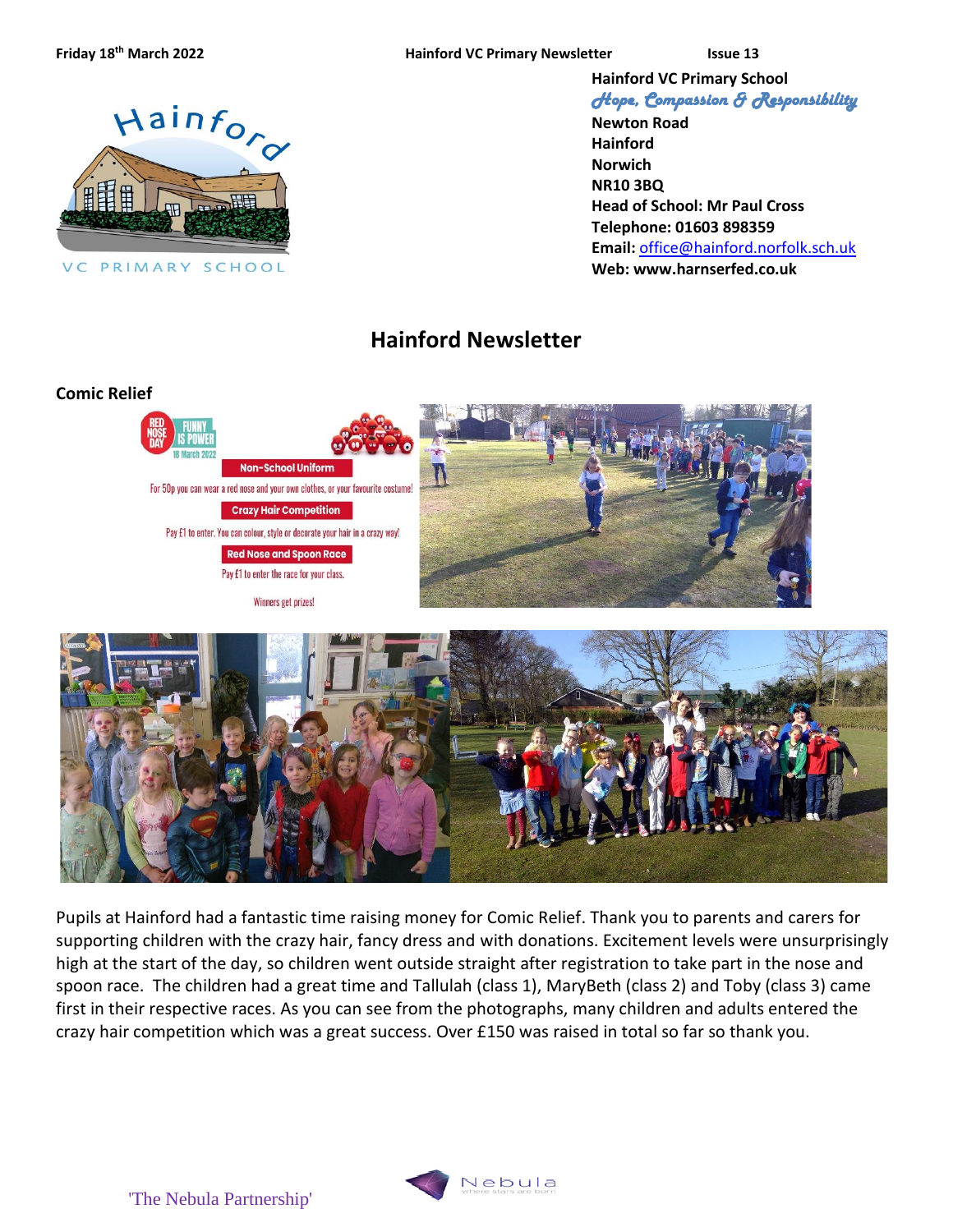Friday 18th March 2022 Hainford VC Primary Newsletter Issue 13

**Hainford VC Primary School**
*Hope, Compassion & Responsibility*
**Newton Road**
**Hainford**
**Norwich**
**NR10 3BQ**
**Head of School: Mr Paul Cross**
**Telephone: 01603 898359**
**Email:** office@hainford.norfolk.sch.uk
**Web: www.harnserfed.co.uk**

# Hainford Newsletter

## Comic Relief

RED NOSE DAY FUNNY IS POWER 18 March 2022

**Non-School Uniform**

For 50p you can wear a red nose and your own clothes, or your favourite costume!

**Crazy Hair Competition**

Pay £1 to enter. You can colour, style or decorate your hair in a crazy way!

**Red Nose and Spoon Race**

Pay £1 to enter the race for your class.

Winners get prizes!

Pupils at Hainford had a fantastic time raising money for Comic Relief. Thank you to parents and carers for supporting children with the crazy hair, fancy dress and with donations. Excitement levels were unsurprisingly high at the start of the day, so children went outside straight after registration to take part in the nose and spoon race. The children had a great time and Tallulah (class 1), MaryBeth (class 2) and Toby (class 3) came first in their respective races. As you can see from the photographs, many children and adults entered the crazy hair competition which was a great success. Over £150 was raised in total so far so thank you.

'The Nebula Partnership'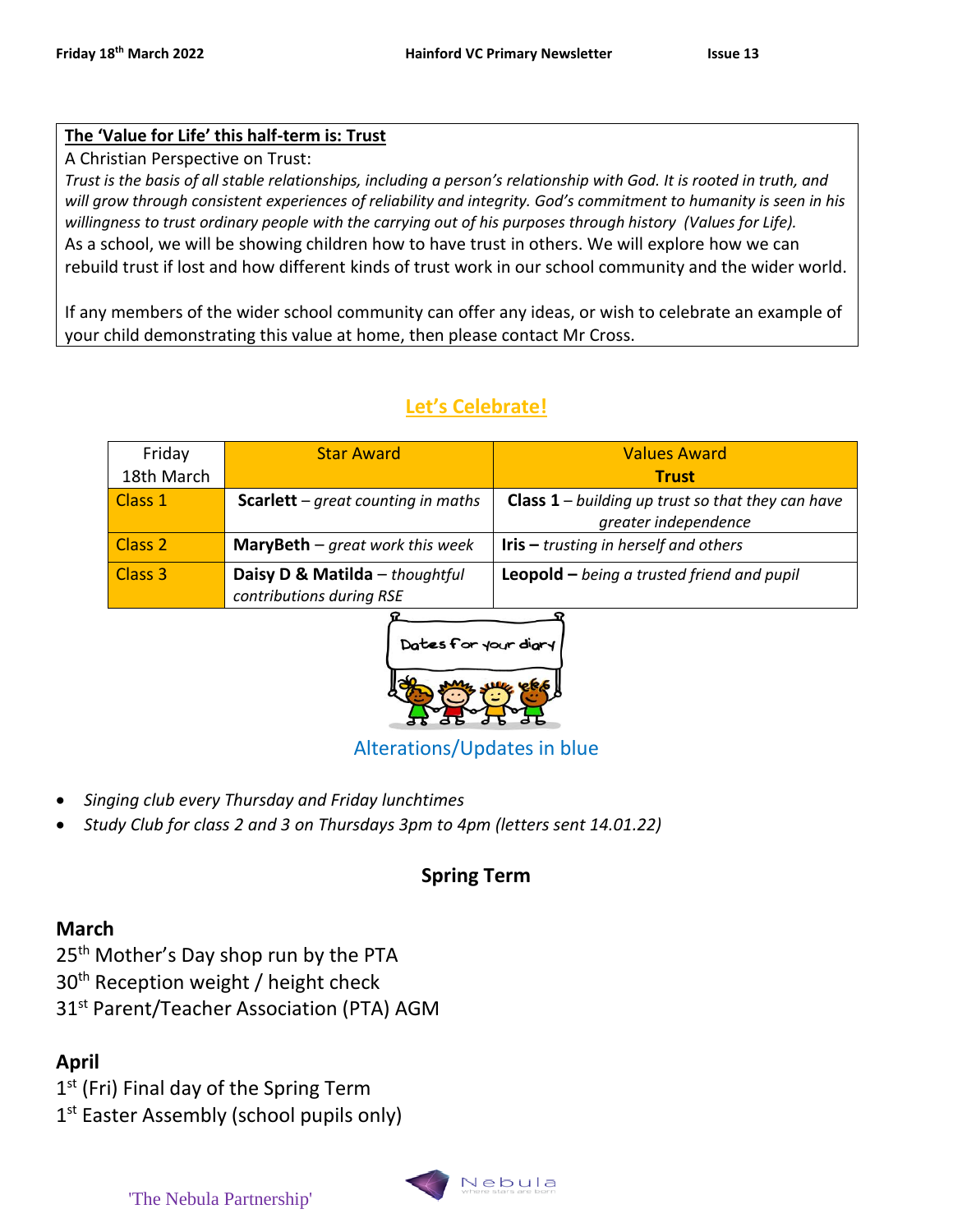**The 'Value for Life' this half-term is: Trust**

A Christian Perspective on Trust:

*Trust is the basis of all stable relationships, including a person's relationship with God. It is rooted in truth, and will grow through consistent experiences of reliability and integrity. God's commitment to humanity is seen in his willingness to trust ordinary people with the carrying out of his purposes through history (Values for Life).*

As a school, we will be showing children how to have trust in others. We will explore how we can rebuild trust if lost and how different kinds of trust work in our school community and the wider world.

If any members of the wider school community can offer any ideas, or wish to celebrate an example of your child demonstrating this value at home, then please contact Mr Cross.

## Let's Celebrate!

| Friday 18th March | Star Award | Values Award **Trust** |
|---|---|---|
| Class 1 | **Scarlett** – *great counting in maths* | **Class 1** – *building up trust so that they can have greater independence* |
| Class 2 | **MaryBeth** – *great work this week* | **Iris –** *trusting in herself and others* |
| Class 3 | **Daisy D & Matilda** – *thoughtful contributions during RSE* | **Leopold –** *being a trusted friend and pupil* |

Dates for your diary

Alterations/Updates in blue

- *Singing club every Thursday and Friday lunchtimes*
- *Study Club for class 2 and 3 on Thursdays 3pm to 4pm (letters sent 14.01.22)*

## Spring Term

### March

25th Mother's Day shop run by the PTA
30th Reception weight / height check
31st Parent/Teacher Association (PTA) AGM

### April

1st (Fri) Final day of the Spring Term
1st Easter Assembly (school pupils only)

'The Nebula Partnership'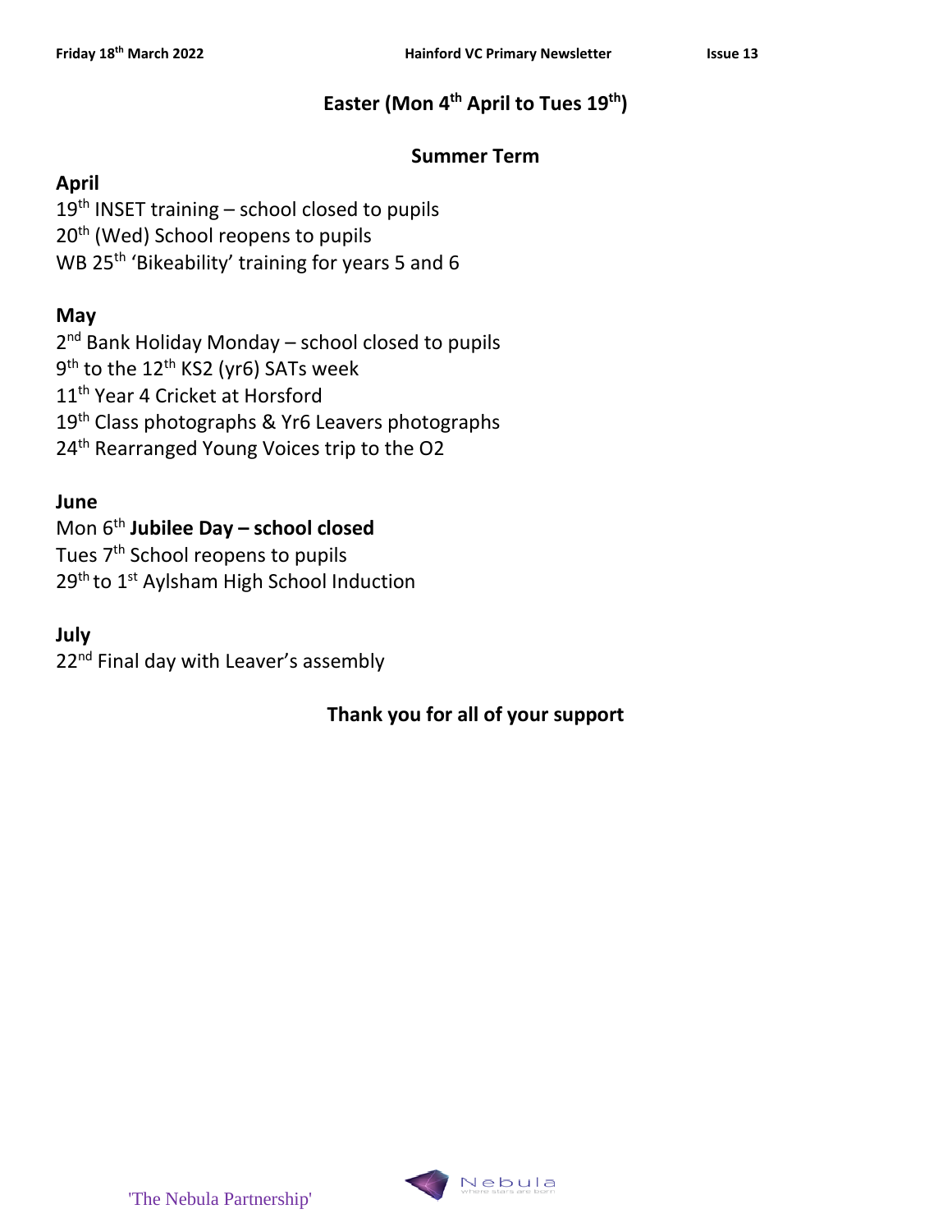## Easter (Mon 4th April to Tues 19th)

## Summer Term

**April**

19th INSET training – school closed to pupils
20th (Wed) School reopens to pupils
WB 25th 'Bikeability' training for years 5 and 6

**May**

2nd Bank Holiday Monday – school closed to pupils
9th to the 12th KS2 (yr6) SATs week
11th Year 4 Cricket at Horsford
19th Class photographs & Yr6 Leavers photographs
24th Rearranged Young Voices trip to the O2

**June**

Mon 6th **Jubilee Day – school closed**
Tues 7th School reopens to pupils
29th to 1st Aylsham High School Induction

**July**

22nd Final day with Leaver's assembly

**Thank you for all of your support**